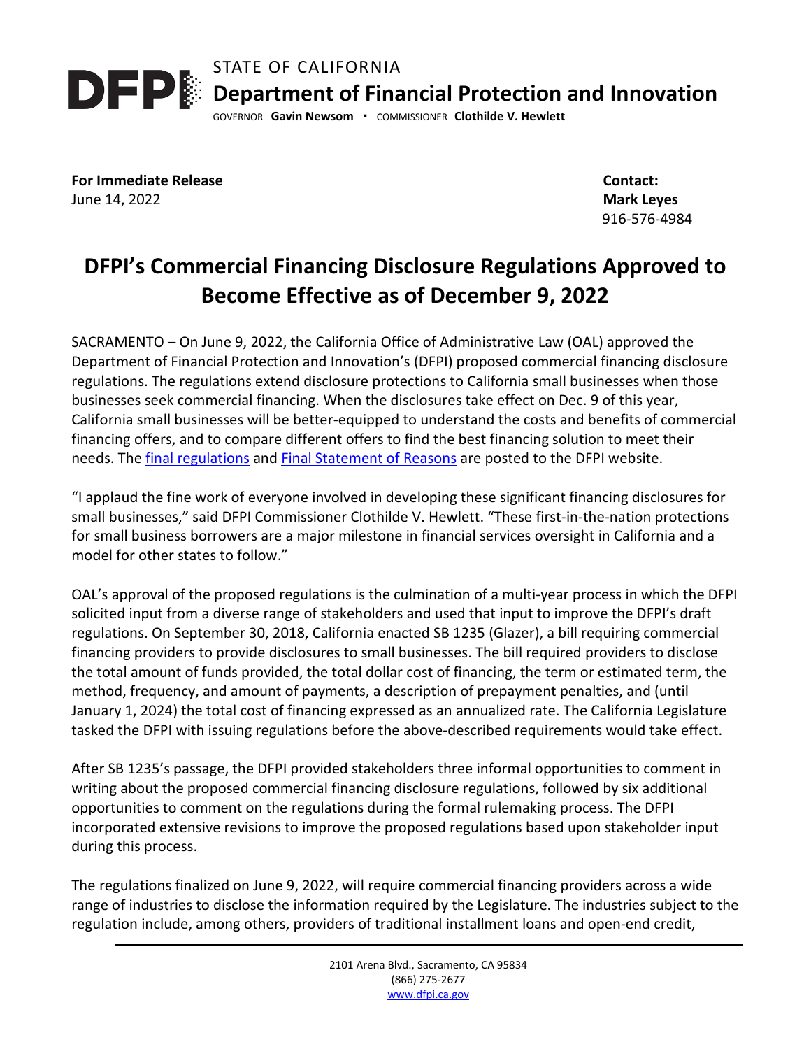STATE OF CALIFORNIA

**Department of Financial Protection and Innovation**

GOVERNOR **Gavin Newsom** · COMMISSIONER **Clothilde V. Hewlett**

**For Immediate Release**
June 14, 2022

**Contact:**
**Mark Leyes**
916-576-4984

# DFPI's Commercial Financing Disclosure Regulations Approved to Become Effective as of December 9, 2022

SACRAMENTO – On June 9, 2022, the California Office of Administrative Law (OAL) approved the Department of Financial Protection and Innovation's (DFPI) proposed commercial financing disclosure regulations. The regulations extend disclosure protections to California small businesses when those businesses seek commercial financing. When the disclosures take effect on Dec. 9 of this year, California small businesses will be better-equipped to understand the costs and benefits of commercial financing offers, and to compare different offers to find the best financing solution to meet their needs. The final regulations and Final Statement of Reasons are posted to the DFPI website.

"I applaud the fine work of everyone involved in developing these significant financing disclosures for small businesses," said DFPI Commissioner Clothilde V. Hewlett. "These first-in-the-nation protections for small business borrowers are a major milestone in financial services oversight in California and a model for other states to follow."

OAL's approval of the proposed regulations is the culmination of a multi-year process in which the DFPI solicited input from a diverse range of stakeholders and used that input to improve the DFPI's draft regulations. On September 30, 2018, California enacted SB 1235 (Glazer), a bill requiring commercial financing providers to provide disclosures to small businesses. The bill required providers to disclose the total amount of funds provided, the total dollar cost of financing, the term or estimated term, the method, frequency, and amount of payments, a description of prepayment penalties, and (until January 1, 2024) the total cost of financing expressed as an annualized rate. The California Legislature tasked the DFPI with issuing regulations before the above-described requirements would take effect.

After SB 1235's passage, the DFPI provided stakeholders three informal opportunities to comment in writing about the proposed commercial financing disclosure regulations, followed by six additional opportunities to comment on the regulations during the formal rulemaking process. The DFPI incorporated extensive revisions to improve the proposed regulations based upon stakeholder input during this process.

The regulations finalized on June 9, 2022, will require commercial financing providers across a wide range of industries to disclose the information required by the Legislature. The industries subject to the regulation include, among others, providers of traditional installment loans and open-end credit,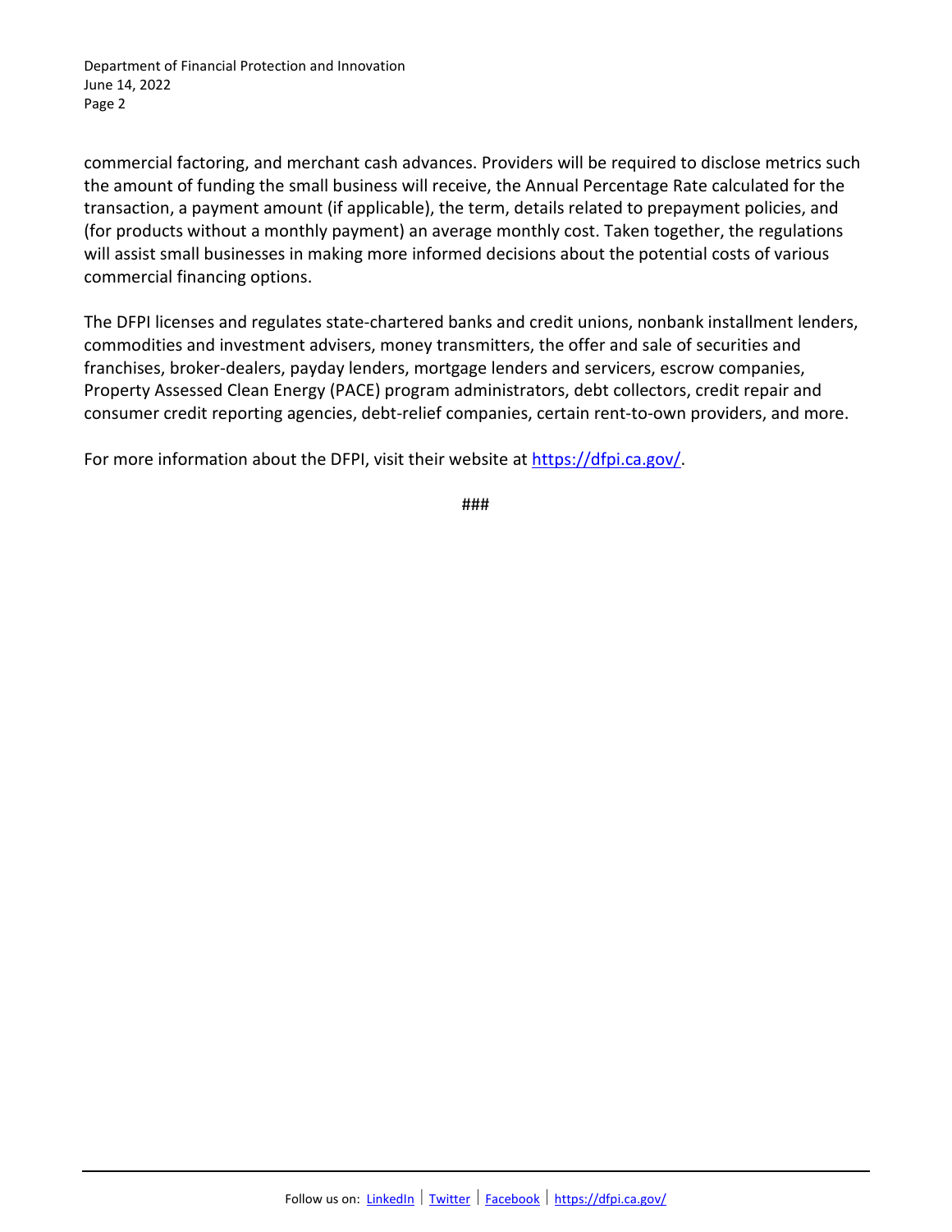commercial factoring, and merchant cash advances. Providers will be required to disclose metrics such the amount of funding the small business will receive, the Annual Percentage Rate calculated for the transaction, a payment amount (if applicable), the term, details related to prepayment policies, and (for products without a monthly payment) an average monthly cost. Taken together, the regulations will assist small businesses in making more informed decisions about the potential costs of various commercial financing options.

The DFPI licenses and regulates state-chartered banks and credit unions, nonbank installment lenders, commodities and investment advisers, money transmitters, the offer and sale of securities and franchises, broker-dealers, payday lenders, mortgage lenders and servicers, escrow companies, Property Assessed Clean Energy (PACE) program administrators, debt collectors, credit repair and consumer credit reporting agencies, debt-relief companies, certain rent-to-own providers, and more.

For more information about the DFPI, visit their website at [https://dfpi.ca.gov/](https://dfpi.ca.gov/).

###

Follow us on: LinkedIn | Twitter | Facebook | https://dfpi.ca.gov/